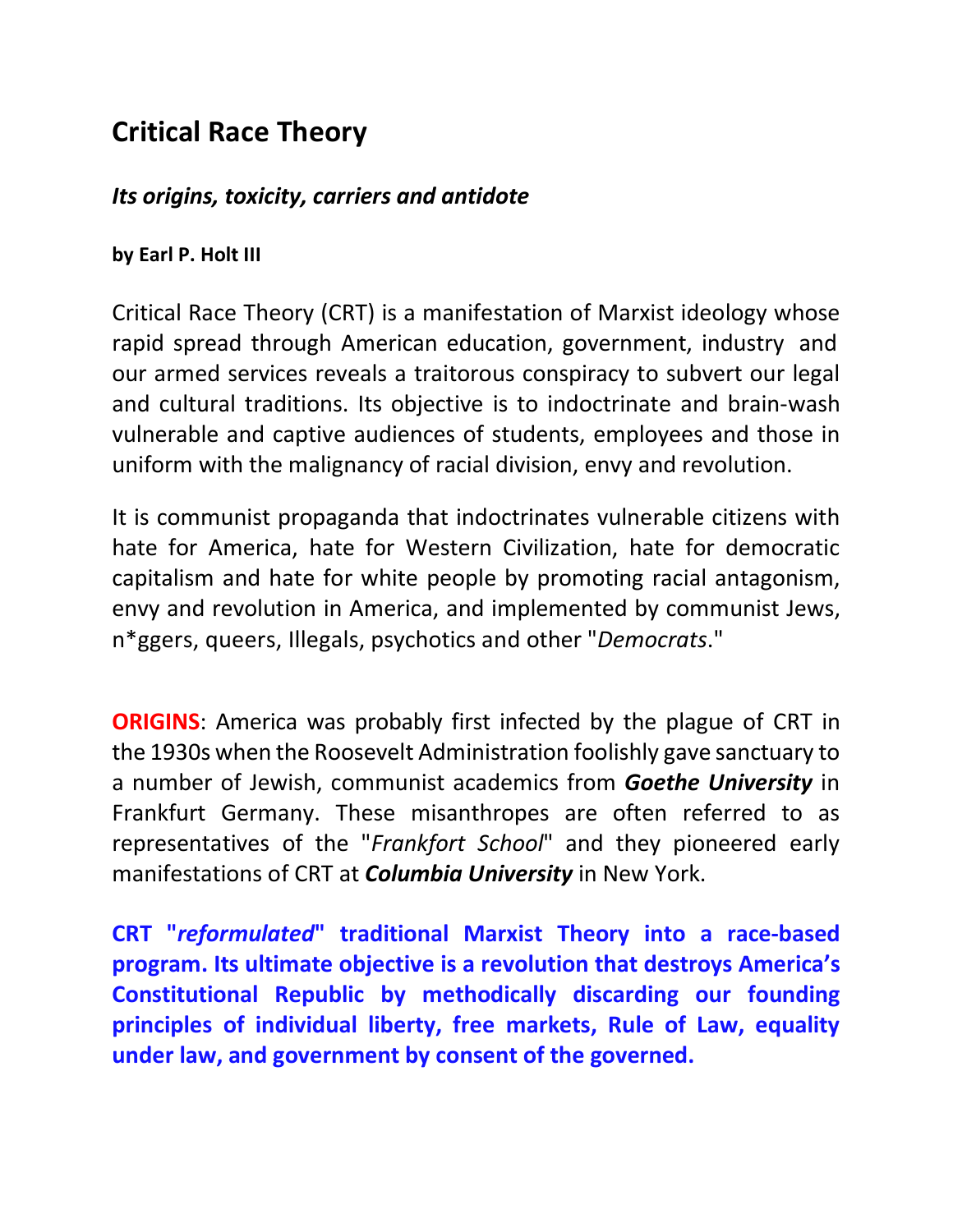# Critical Race Theory

### *Its origins, toxicity, carriers and antidote*

**by Earl P. Holt III**

Critical Race Theory (CRT) is a manifestation of Marxist ideology whose rapid spread through American education, government, industry and our armed services reveals a traitorous conspiracy to subvert our legal and cultural traditions. Its objective is to indoctrinate and brain-wash vulnerable and captive audiences of students, employees and those in uniform with the malignancy of racial division, envy and revolution.

It is communist propaganda that indoctrinates vulnerable citizens with hate for America, hate for Western Civilization, hate for democratic capitalism and hate for white people by promoting racial antagonism, envy and revolution in America, and implemented by communist Jews, n*ggers, queers, Illegals, psychotics and other "*Democrats*."

**ORIGINS**: America was probably first infected by the plague of CRT in the 1930s when the Roosevelt Administration foolishly gave sanctuary to a number of Jewish, communist academics from ***Goethe University*** in Frankfurt Germany. These misanthropes are often referred to as representatives of the "*Frankfort School*" and they pioneered early manifestations of CRT at ***Columbia University*** in New York.

**CRT "*reformulated*" traditional Marxist Theory into a race-based program. Its ultimate objective is a revolution that destroys America's Constitutional Republic by methodically discarding our founding principles of individual liberty, free markets, Rule of Law, equality under law, and government by consent of the governed.**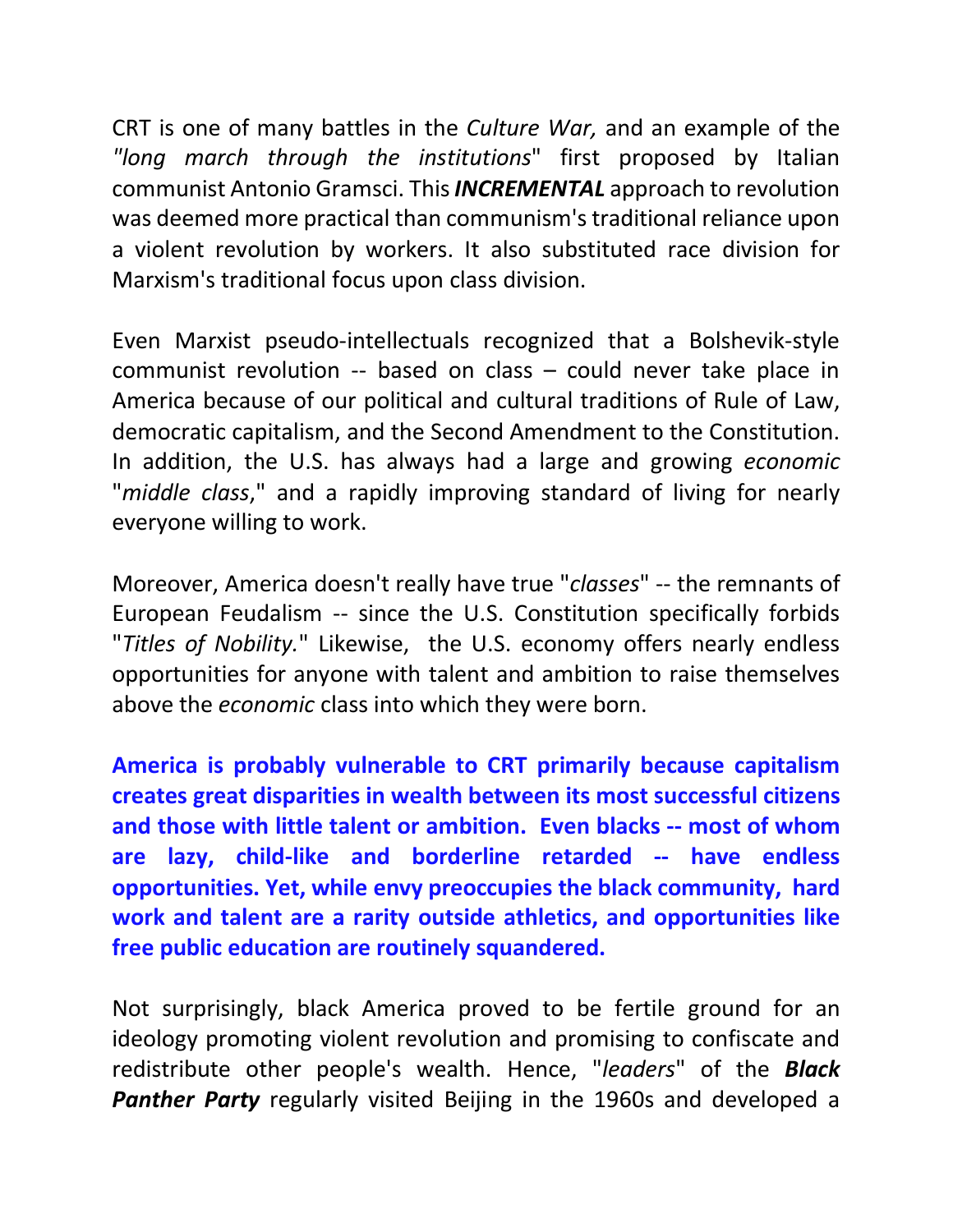CRT is one of many battles in the *Culture War,* and an example of the *"long march through the institutions*" first proposed by Italian communist Antonio Gramsci. This ***INCREMENTAL*** approach to revolution was deemed more practical than communism's traditional reliance upon a violent revolution by workers. It also substituted race division for Marxism's traditional focus upon class division.

Even Marxist pseudo-intellectuals recognized that a Bolshevik-style communist revolution -- based on class – could never take place in America because of our political and cultural traditions of Rule of Law, democratic capitalism, and the Second Amendment to the Constitution. In addition, the U.S. has always had a large and growing *economic* "*middle class*," and a rapidly improving standard of living for nearly everyone willing to work.

Moreover, America doesn't really have true "*classes*" -- the remnants of European Feudalism -- since the U.S. Constitution specifically forbids "*Titles of Nobility.*" Likewise, the U.S. economy offers nearly endless opportunities for anyone with talent and ambition to raise themselves above the *economic* class into which they were born.

**America is probably vulnerable to CRT primarily because capitalism creates great disparities in wealth between its most successful citizens and those with little talent or ambition. Even blacks -- most of whom are lazy, child-like and borderline retarded -- have endless opportunities. Yet, while envy preoccupies the black community, hard work and talent are a rarity outside athletics, and opportunities like free public education are routinely squandered.**

Not surprisingly, black America proved to be fertile ground for an ideology promoting violent revolution and promising to confiscate and redistribute other people's wealth. Hence, "*leaders*" of the ***Black Panther Party*** regularly visited Beijing in the 1960s and developed a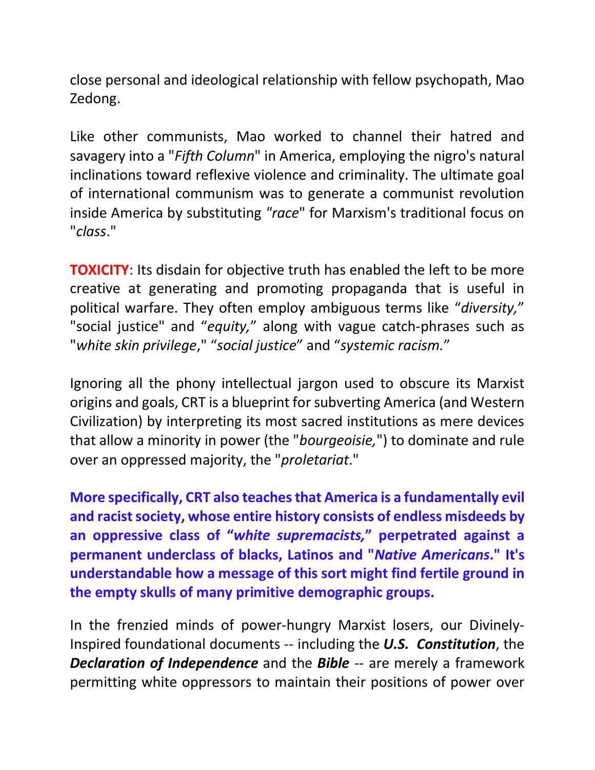close personal and ideological relationship with fellow psychopath, Mao Zedong.

Like other communists, Mao worked to channel their hatred and savagery into a "*Fifth Column*" in America, employing the nigro's natural inclinations toward reflexive violence and criminality. The ultimate goal of international communism was to generate a communist revolution inside America by substituting *"race*" for Marxism's traditional focus on "*class*."

**TOXICITY**: Its disdain for objective truth has enabled the left to be more creative at generating and promoting propaganda that is useful in political warfare. They often employ ambiguous terms like "*diversity,*" "social justice" and "*equity,*" along with vague catch-phrases such as "*white skin privilege*," "*social justice*" and "*systemic racism.*"

Ignoring all the phony intellectual jargon used to obscure its Marxist origins and goals, CRT is a blueprint for subverting America (and Western Civilization) by interpreting its most sacred institutions as mere devices that allow a minority in power (the "*bourgeoisie,*") to dominate and rule over an oppressed majority, the "*proletariat*."

**More specifically, CRT also teaches that America is a fundamentally evil and racist society, whose entire history consists of endless misdeeds by an oppressive class of "*white supremacists,*" perpetrated against a permanent underclass of blacks, Latinos and "*Native Americans*." It's understandable how a message of this sort might find fertile ground in the empty skulls of many primitive demographic groups.**

In the frenzied minds of power-hungry Marxist losers, our Divinely-Inspired foundational documents -- including the ***U.S. Constitution***, the ***Declaration of Independence*** and the ***Bible*** -- are merely a framework permitting white oppressors to maintain their positions of power over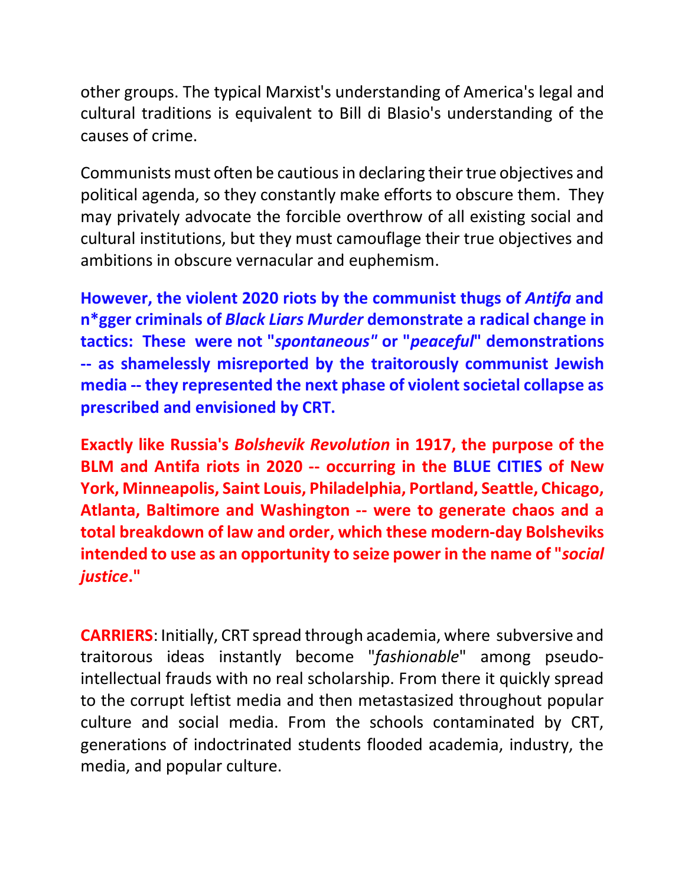other groups. The typical Marxist's understanding of America's legal and cultural traditions is equivalent to Bill di Blasio's understanding of the causes of crime.

Communists must often be cautious in declaring their true objectives and political agenda, so they constantly make efforts to obscure them. They may privately advocate the forcible overthrow of all existing social and cultural institutions, but they must camouflage their true objectives and ambitions in obscure vernacular and euphemism.

**However, the violent 2020 riots by the communist thugs of *Antifa* and n*gger criminals of *Black Liars Murder* demonstrate a radical change in tactics: These were not "*spontaneous*" or "*peaceful*" demonstrations -- as shamelessly misreported by the traitorously communist Jewish media -- they represented the next phase of violent societal collapse as prescribed and envisioned by CRT.**

**Exactly like Russia's *Bolshevik Revolution* in 1917, the purpose of the BLM and Antifa riots in 2020 -- occurring in the BLUE CITIES of New York, Minneapolis, Saint Louis, Philadelphia, Portland, Seattle, Chicago, Atlanta, Baltimore and Washington -- were to generate chaos and a total breakdown of law and order, which these modern-day Bolsheviks intended to use as an opportunity to seize power in the name of "*social justice*."**

**CARRIERS**: Initially, CRT spread through academia, where subversive and traitorous ideas instantly become "*fashionable*" among pseudo-intellectual frauds with no real scholarship. From there it quickly spread to the corrupt leftist media and then metastasized throughout popular culture and social media. From the schools contaminated by CRT, generations of indoctrinated students flooded academia, industry, the media, and popular culture.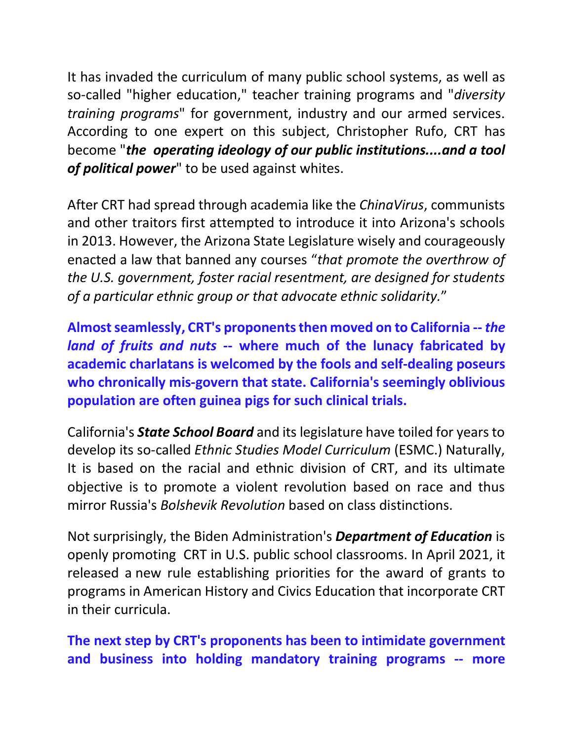It has invaded the curriculum of many public school systems, as well as so-called "higher education," teacher training programs and "*diversity training programs*" for government, industry and our armed services. According to one expert on this subject, Christopher Rufo, CRT has become "***the operating ideology of our public institutions....and a tool of political power***" to be used against whites.

After CRT had spread through academia like the *ChinaVirus*, communists and other traitors first attempted to introduce it into Arizona's schools in 2013. However, the Arizona State Legislature wisely and courageously enacted a law that banned any courses "*that promote the overthrow of the U.S. government, foster racial resentment, are designed for students of a particular ethnic group or that advocate ethnic solidarity.*"

**Almost seamlessly, CRT's proponents then moved on to California -- *the land of fruits and nuts* -- where much of the lunacy fabricated by academic charlatans is welcomed by the fools and self-dealing poseurs who chronically mis-govern that state. California's seemingly oblivious population are often guinea pigs for such clinical trials.**

California's ***State School Board*** and its legislature have toiled for years to develop its so-called *Ethnic Studies Model Curriculum* (ESMC.) Naturally, It is based on the racial and ethnic division of CRT, and its ultimate objective is to promote a violent revolution based on race and thus mirror Russia's *Bolshevik Revolution* based on class distinctions.

Not surprisingly, the Biden Administration's ***Department of Education*** is openly promoting CRT in U.S. public school classrooms. In April 2021, it released a new rule establishing priorities for the award of grants to programs in American History and Civics Education that incorporate CRT in their curricula.

**The next step by CRT's proponents has been to intimidate government and business into holding mandatory training programs -- more**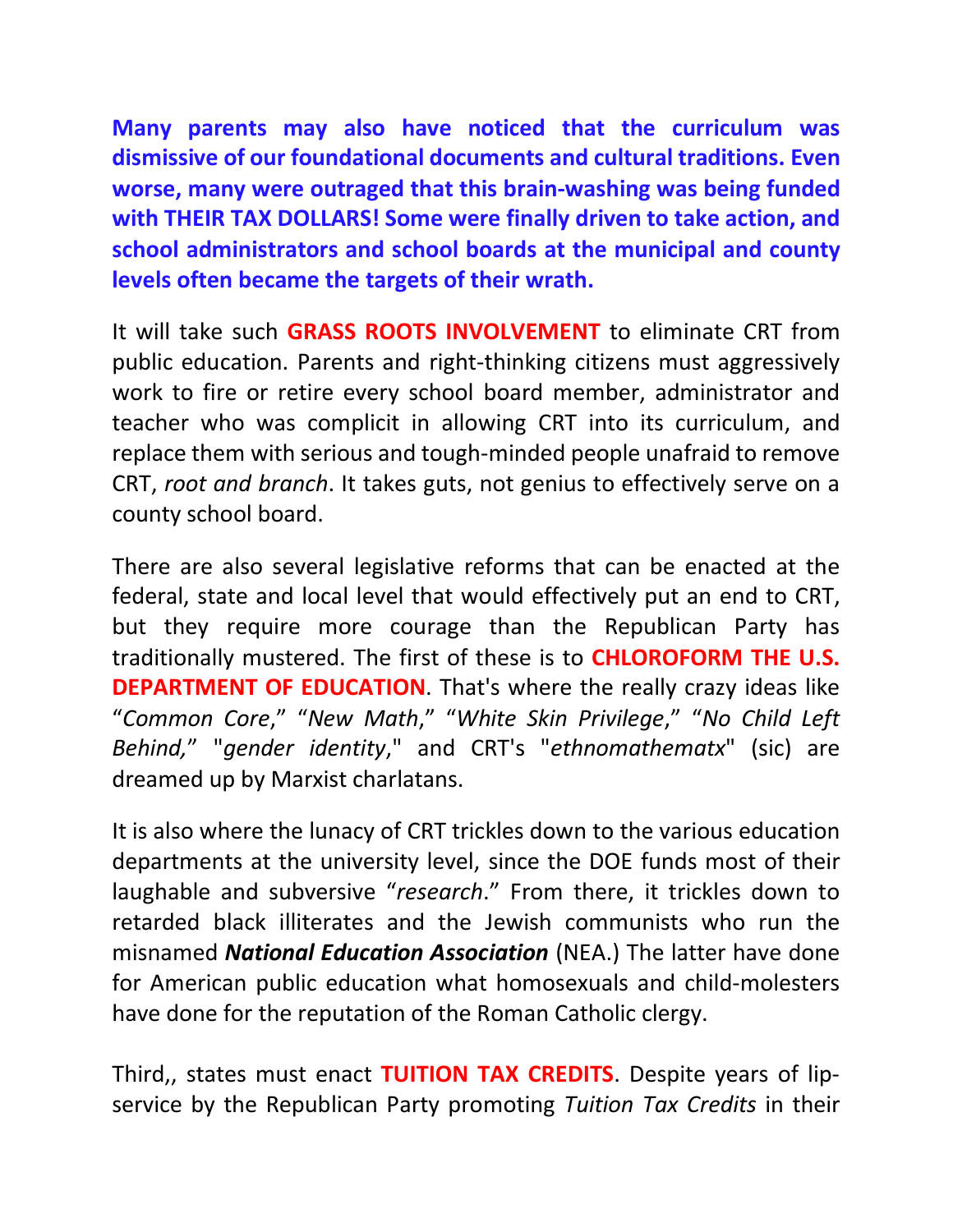**Many parents may also have noticed that the curriculum was dismissive of our foundational documents and cultural traditions. Even worse, many were outraged that this brain-washing was being funded with THEIR TAX DOLLARS! Some were finally driven to take action, and school administrators and school boards at the municipal and county levels often became the targets of their wrath.**

It will take such **GRASS ROOTS INVOLVEMENT** to eliminate CRT from public education. Parents and right-thinking citizens must aggressively work to fire or retire every school board member, administrator and teacher who was complicit in allowing CRT into its curriculum, and replace them with serious and tough-minded people unafraid to remove CRT, *root and branch*. It takes guts, not genius to effectively serve on a county school board.

There are also several legislative reforms that can be enacted at the federal, state and local level that would effectively put an end to CRT, but they require more courage than the Republican Party has traditionally mustered. The first of these is to **CHLOROFORM THE U.S. DEPARTMENT OF EDUCATION**. That's where the really crazy ideas like "*Common Core*," "*New Math*," "*White Skin Privilege*," "*No Child Left Behind,*" "*gender identity*," and CRT's "*ethnomathematx*" (sic) are dreamed up by Marxist charlatans.

It is also where the lunacy of CRT trickles down to the various education departments at the university level, since the DOE funds most of their laughable and subversive "*research*." From there, it trickles down to retarded black illiterates and the Jewish communists who run the misnamed ***National Education Association*** (NEA.) The latter have done for American public education what homosexuals and child-molesters have done for the reputation of the Roman Catholic clergy.

Third,, states must enact **TUITION TAX CREDITS**. Despite years of lip-service by the Republican Party promoting *Tuition Tax Credits* in their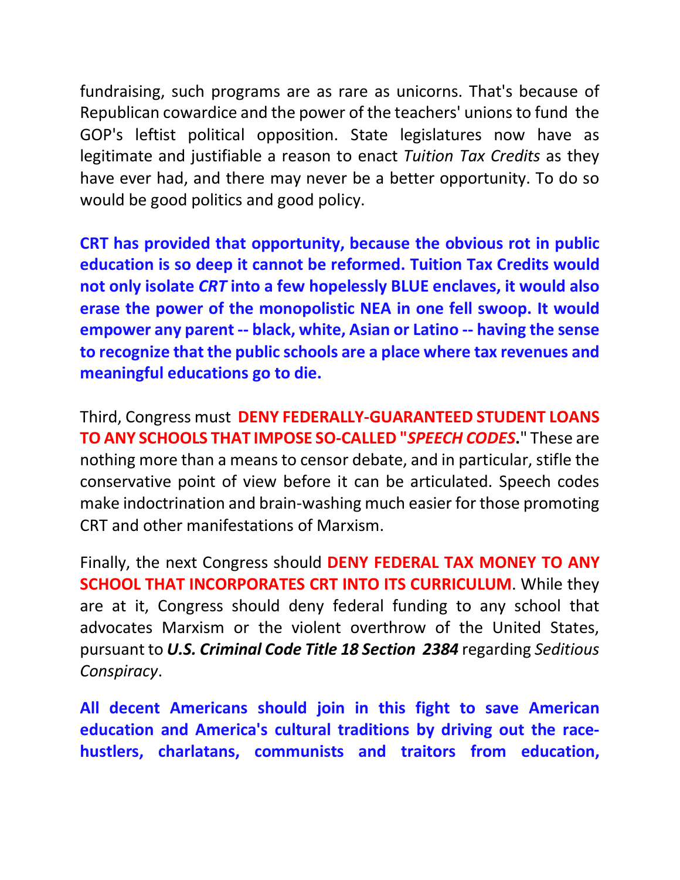fundraising, such programs are as rare as unicorns. That's because of Republican cowardice and the power of the teachers' unions to fund the GOP's leftist political opposition. State legislatures now have as legitimate and justifiable a reason to enact *Tuition Tax Credits* as they have ever had, and there may never be a better opportunity. To do so would be good politics and good policy.

**CRT has provided that opportunity, because the obvious rot in public education is so deep it cannot be reformed. Tuition Tax Credits would not only isolate *CRT* into a few hopelessly BLUE enclaves, it would also erase the power of the monopolistic NEA in one fell swoop. It would empower any parent -- black, white, Asian or Latino -- having the sense to recognize that the public schools are a place where tax revenues and meaningful educations go to die.**

Third, Congress must **DENY FEDERALLY-GUARANTEED STUDENT LOANS TO ANY SCHOOLS THAT IMPOSE SO-CALLED "*SPEECH CODES*."** These are nothing more than a means to censor debate, and in particular, stifle the conservative point of view before it can be articulated. Speech codes make indoctrination and brain-washing much easier for those promoting CRT and other manifestations of Marxism.

Finally, the next Congress should **DENY FEDERAL TAX MONEY TO ANY SCHOOL THAT INCORPORATES CRT INTO ITS CURRICULUM**. While they are at it, Congress should deny federal funding to any school that advocates Marxism or the violent overthrow of the United States, pursuant to ***U.S. Criminal Code Title 18 Section 2384*** regarding *Seditious Conspiracy*.

**All decent Americans should join in this fight to save American education and America's cultural traditions by driving out the race-hustlers, charlatans, communists and traitors from education,**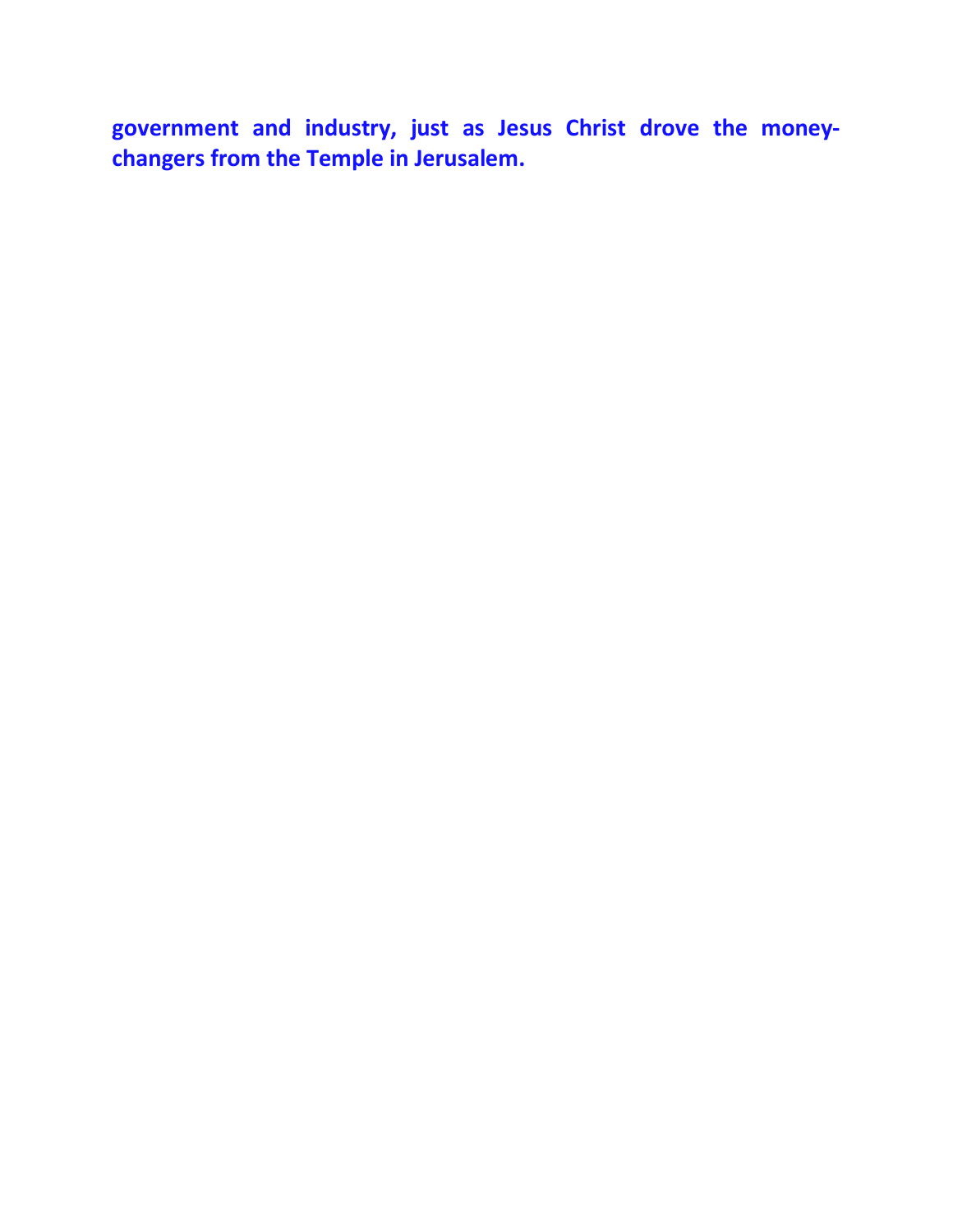**government and industry, just as Jesus Christ drove the money-changers from the Temple in Jerusalem.**